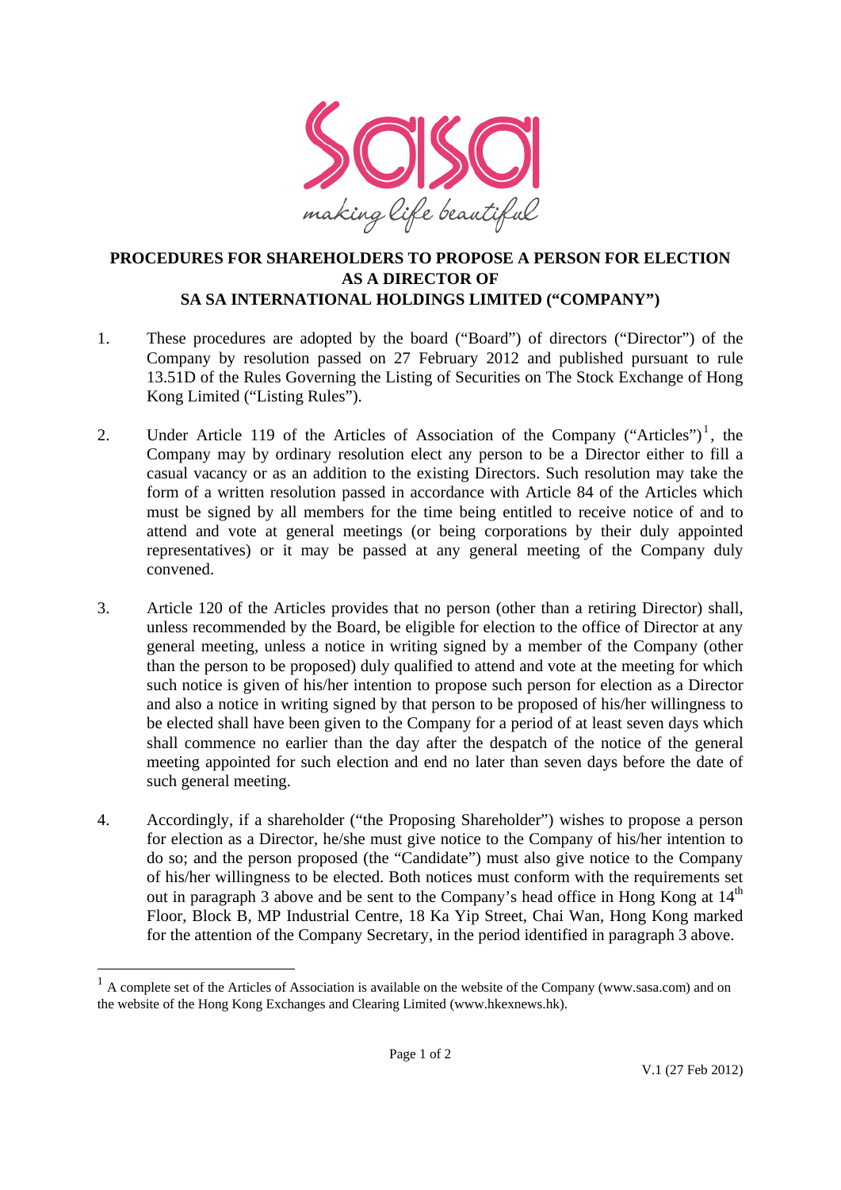# PROCEDURES FOR SHAREHOLDERS TO PROPOSE A PERSON FOR ELECTION AS A DIRECTOR OF SA SA INTERNATIONAL HOLDINGS LIMITED ("COMPANY")

1. These procedures are adopted by the board ("Board") of directors ("Director") of the Company by resolution passed on 27 February 2012 and published pursuant to rule 13.51D of the Rules Governing the Listing of Securities on The Stock Exchange of Hong Kong Limited ("Listing Rules").

2. Under Article 119 of the Articles of Association of the Company ("Articles")[1], the Company may by ordinary resolution elect any person to be a Director either to fill a casual vacancy or as an addition to the existing Directors. Such resolution may take the form of a written resolution passed in accordance with Article 84 of the Articles which must be signed by all members for the time being entitled to receive notice of and to attend and vote at general meetings (or being corporations by their duly appointed representatives) or it may be passed at any general meeting of the Company duly convened.

3. Article 120 of the Articles provides that no person (other than a retiring Director) shall, unless recommended by the Board, be eligible for election to the office of Director at any general meeting, unless a notice in writing signed by a member of the Company (other than the person to be proposed) duly qualified to attend and vote at the meeting for which such notice is given of his/her intention to propose such person for election as a Director and also a notice in writing signed by that person to be proposed of his/her willingness to be elected shall have been given to the Company for a period of at least seven days which shall commence no earlier than the day after the despatch of the notice of the general meeting appointed for such election and end no later than seven days before the date of such general meeting.

4. Accordingly, if a shareholder ("the Proposing Shareholder") wishes to propose a person for election as a Director, he/she must give notice to the Company of his/her intention to do so; and the person proposed (the "Candidate") must also give notice to the Company of his/her willingness to be elected. Both notices must conform with the requirements set out in paragraph 3 above and be sent to the Company's head office in Hong Kong at 14th Floor, Block B, MP Industrial Centre, 18 Ka Yip Street, Chai Wan, Hong Kong marked for the attention of the Company Secretary, in the period identified in paragraph 3 above.

---

[1] A complete set of the Articles of Association is available on the website of the Company (www.sasa.com) and on the website of the Hong Kong Exchanges and Clearing Limited (www.hkexnews.hk).

V.1 (27 Feb 2012)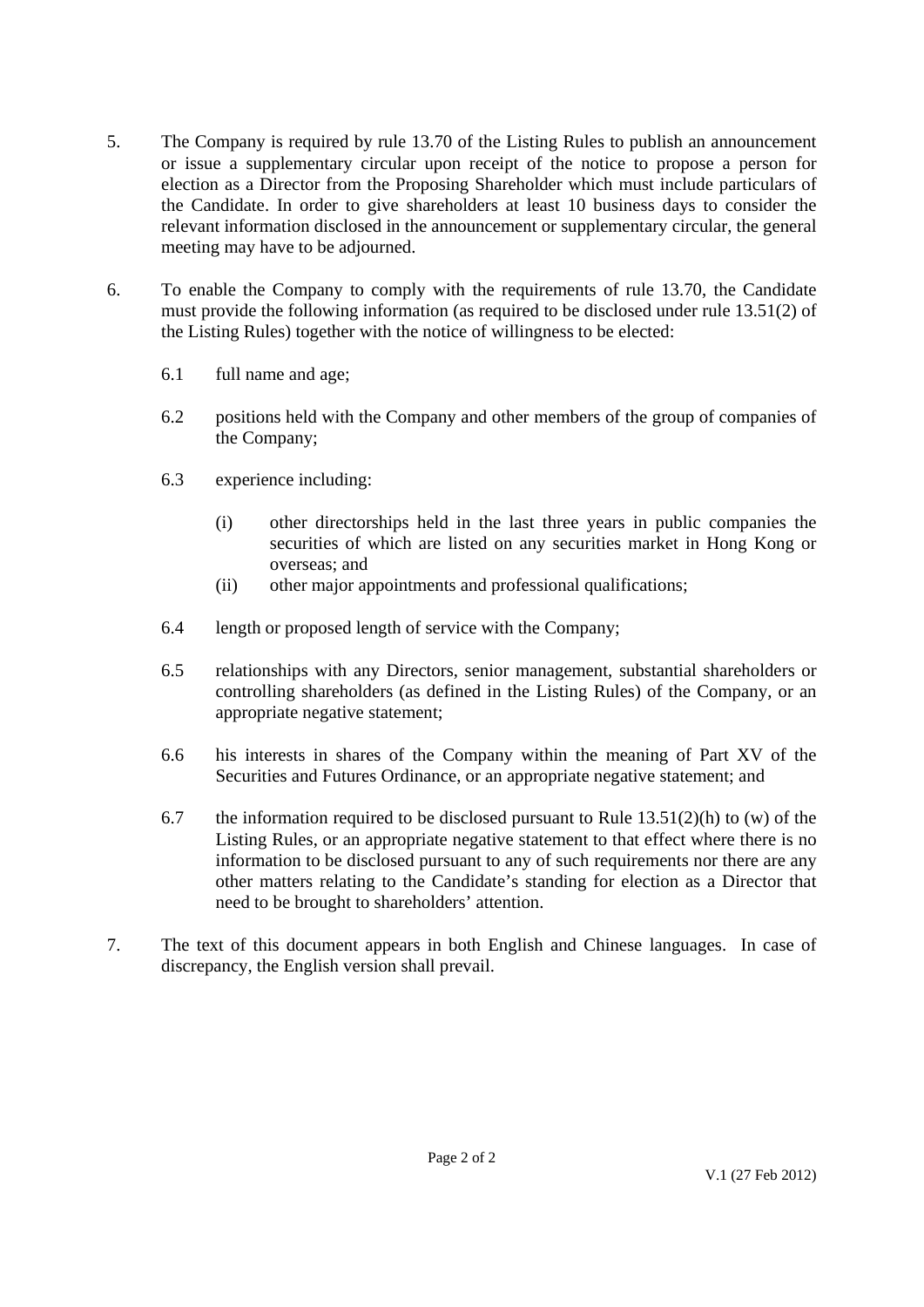5. The Company is required by rule 13.70 of the Listing Rules to publish an announcement or issue a supplementary circular upon receipt of the notice to propose a person for election as a Director from the Proposing Shareholder which must include particulars of the Candidate. In order to give shareholders at least 10 business days to consider the relevant information disclosed in the announcement or supplementary circular, the general meeting may have to be adjourned.

6. To enable the Company to comply with the requirements of rule 13.70, the Candidate must provide the following information (as required to be disclosed under rule 13.51(2) of the Listing Rules) together with the notice of willingness to be elected:

   6.1 full name and age;

   6.2 positions held with the Company and other members of the group of companies of the Company;

   6.3 experience including:

      (i) other directorships held in the last three years in public companies the securities of which are listed on any securities market in Hong Kong or overseas; and
      (ii) other major appointments and professional qualifications;

   6.4 length or proposed length of service with the Company;

   6.5 relationships with any Directors, senior management, substantial shareholders or controlling shareholders (as defined in the Listing Rules) of the Company, or an appropriate negative statement;

   6.6 his interests in shares of the Company within the meaning of Part XV of the Securities and Futures Ordinance, or an appropriate negative statement; and

   6.7 the information required to be disclosed pursuant to Rule 13.51(2)(h) to (w) of the Listing Rules, or an appropriate negative statement to that effect where there is no information to be disclosed pursuant to any of such requirements nor there are any other matters relating to the Candidate's standing for election as a Director that need to be brought to shareholders' attention.

7. The text of this document appears in both English and Chinese languages. In case of discrepancy, the English version shall prevail.

V.1 (27 Feb 2012)